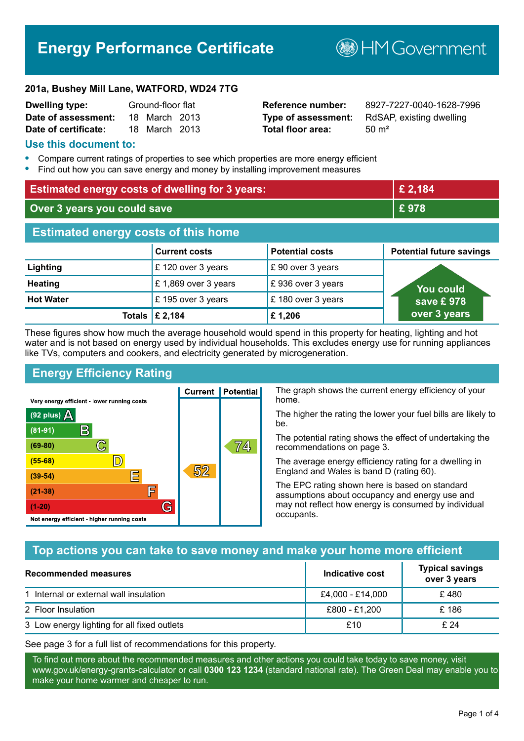# Energy Performance Certificate

HM Government

**201a, Bushey Mill Lane, WATFORD, WD24 7TG**

| | | | |
|---|---|---|---|
| **Dwelling type:** | Ground-floor flat | **Reference number:** | 8927-7227-0040-1628-7996 |
| **Date of assessment:** | 18 March 2013 | **Type of assessment:** | RdSAP, existing dwelling |
| **Date of certificate:** | 18 March 2013 | **Total floor area:** | 50 m² |

## Use this document to:

- Compare current ratings of properties to see which properties are more energy efficient
- Find out how you can save energy and money by installing improvement measures

| | |
|---|---|
| **Estimated energy costs of dwelling for 3 years:** | **£ 2,184** |
| **Over 3 years you could save** | **£ 978** |

## Estimated energy costs of this home

| | Current costs | Potential costs | Potential future savings |
|---|---|---|---|
| **Lighting** | £ 120 over 3 years | £ 90 over 3 years | You could save £ 978 over 3 years |
| **Heating** | £ 1,869 over 3 years | £ 936 over 3 years | |
| **Hot Water** | £ 195 over 3 years | £ 180 over 3 years | |
| **Totals** | **£ 2,184** | **£ 1,206** | |

These figures show how much the average household would spend in this property for heating, lighting and hot water and is not based on energy used by individual households. This excludes energy use for running appliances like TVs, computers and cookers, and electricity generated by microgeneration.

## Energy Efficiency Rating

| Rating | Current | Potential |
|---|---|---|
| Very energy efficient - lower running costs | | |
| (92 plus) A | | |
| (81-91) B | | |
| (69-80) C | | 74 |
| (55-68) D | | |
| (39-54) E | 52 | |
| (21-38) F | | |
| (1-20) G | | |
| Not energy efficient - higher running costs | | |

The graph shows the current energy efficiency of your home.

The higher the rating the lower your fuel bills are likely to be.

The potential rating shows the effect of undertaking the recommendations on page 3.

The average energy efficiency rating for a dwelling in England and Wales is band D (rating 60).

The EPC rating shown here is based on standard assumptions about occupancy and energy use and may not reflect how energy is consumed by individual occupants.

## Top actions you can take to save money and make your home more efficient

| Recommended measures | Indicative cost | Typical savings over 3 years |
|---|---|---|
| 1 Internal or external wall insulation | £4,000 - £14,000 | £ 480 |
| 2 Floor Insulation | £800 - £1,200 | £ 186 |
| 3 Low energy lighting for all fixed outlets | £10 | £ 24 |

See page 3 for a full list of recommendations for this property.

To find out more about the recommended measures and other actions you could take today to save money, visit www.gov.uk/energy-grants-calculator or call **0300 123 1234** (standard national rate). The Green Deal may enable you to make your home warmer and cheaper to run.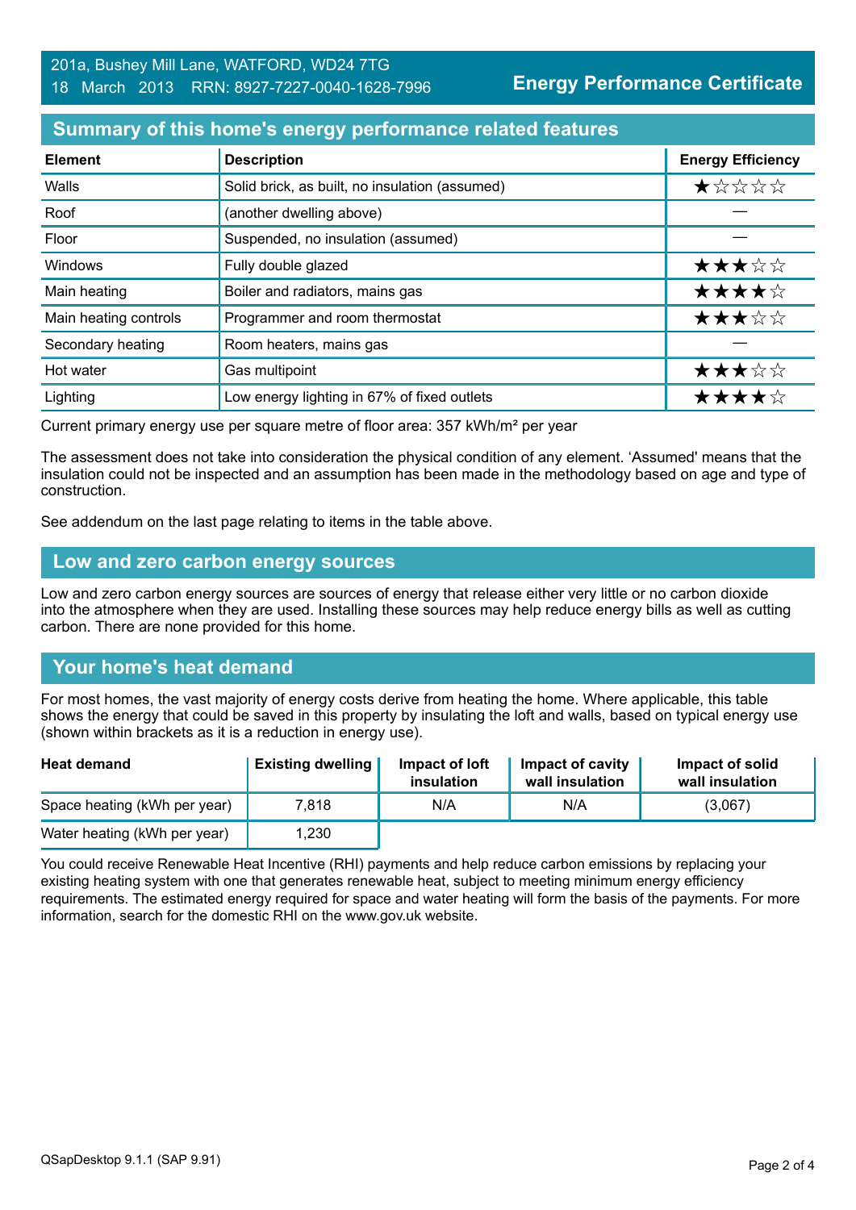201a, Bushey Mill Lane, WATFORD, WD24 7TG
18 March 2013 RRN: 8927-7227-0040-1628-7996

**Energy Performance Certificate**

## Summary of this home's energy performance related features

| Element | Description | Energy Efficiency |
|---|---|---|
| Walls | Solid brick, as built, no insulation (assumed) | ★☆☆☆☆ |
| Roof | (another dwelling above) | — |
| Floor | Suspended, no insulation (assumed) | — |
| Windows | Fully double glazed | ★★★☆☆ |
| Main heating | Boiler and radiators, mains gas | ★★★★☆ |
| Main heating controls | Programmer and room thermostat | ★★★☆☆ |
| Secondary heating | Room heaters, mains gas | — |
| Hot water | Gas multipoint | ★★★☆☆ |
| Lighting | Low energy lighting in 67% of fixed outlets | ★★★★☆ |

Current primary energy use per square metre of floor area: 357 kWh/m² per year

The assessment does not take into consideration the physical condition of any element. 'Assumed' means that the insulation could not be inspected and an assumption has been made in the methodology based on age and type of construction.

See addendum on the last page relating to items in the table above.

## Low and zero carbon energy sources

Low and zero carbon energy sources are sources of energy that release either very little or no carbon dioxide into the atmosphere when they are used. Installing these sources may help reduce energy bills as well as cutting carbon. There are none provided for this home.

## Your home's heat demand

For most homes, the vast majority of energy costs derive from heating the home. Where applicable, this table shows the energy that could be saved in this property by insulating the loft and walls, based on typical energy use (shown within brackets as it is a reduction in energy use).

| Heat demand | Existing dwelling | Impact of loft insulation | Impact of cavity wall insulation | Impact of solid wall insulation |
|---|---|---|---|---|
| Space heating (kWh per year) | 7,818 | N/A | N/A | (3,067) |
| Water heating (kWh per year) | 1,230 | | | |

You could receive Renewable Heat Incentive (RHI) payments and help reduce carbon emissions by replacing your existing heating system with one that generates renewable heat, subject to meeting minimum energy efficiency requirements. The estimated energy required for space and water heating will form the basis of the payments. For more information, search for the domestic RHI on the www.gov.uk website.

QSapDesktop 9.1.1 (SAP 9.91)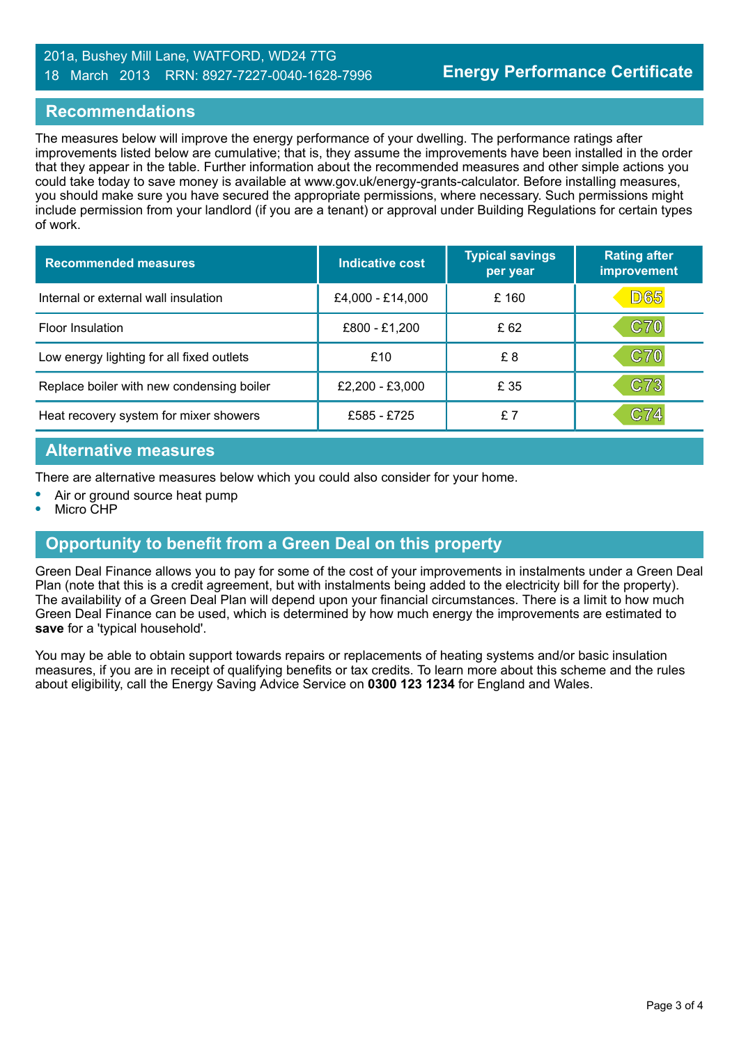201a, Bushey Mill Lane, WATFORD, WD24 7TG
18 March 2013 RRN: 8927-7227-0040-1628-7996

**Energy Performance Certificate**

## Recommendations

The measures below will improve the energy performance of your dwelling. The performance ratings after improvements listed below are cumulative; that is, they assume the improvements have been installed in the order that they appear in the table. Further information about the recommended measures and other simple actions you could take today to save money is available at www.gov.uk/energy-grants-calculator. Before installing measures, you should make sure you have secured the appropriate permissions, where necessary. Such permissions might include permission from your landlord (if you are a tenant) or approval under Building Regulations for certain types of work.

| Recommended measures | Indicative cost | Typical savings per year | Rating after improvement |
|---|---|---|---|
| Internal or external wall insulation | £4,000 - £14,000 | £ 160 | D65 |
| Floor Insulation | £800 - £1,200 | £ 62 | C70 |
| Low energy lighting for all fixed outlets | £10 | £ 8 | C70 |
| Replace boiler with new condensing boiler | £2,200 - £3,000 | £ 35 | C73 |
| Heat recovery system for mixer showers | £585 - £725 | £ 7 | C74 |

## Alternative measures

There are alternative measures below which you could also consider for your home.

- Air or ground source heat pump
- Micro CHP

## Opportunity to benefit from a Green Deal on this property

Green Deal Finance allows you to pay for some of the cost of your improvements in instalments under a Green Deal Plan (note that this is a credit agreement, but with instalments being added to the electricity bill for the property). The availability of a Green Deal Plan will depend upon your financial circumstances. There is a limit to how much Green Deal Finance can be used, which is determined by how much energy the improvements are estimated to **save** for a 'typical household'.

You may be able to obtain support towards repairs or replacements of heating systems and/or basic insulation measures, if you are in receipt of qualifying benefits or tax credits. To learn more about this scheme and the rules about eligibility, call the Energy Saving Advice Service on **0300 123 1234** for England and Wales.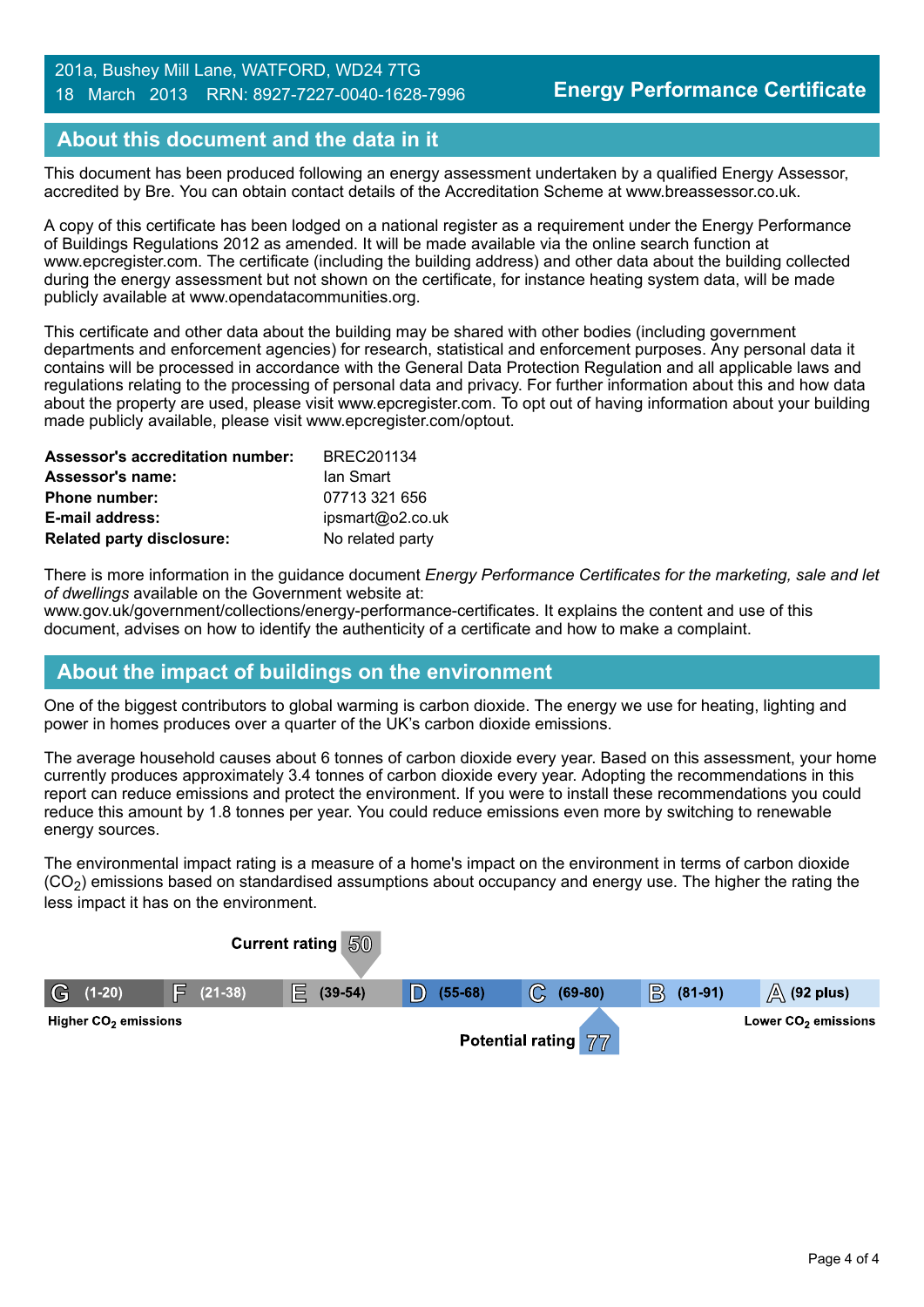201a, Bushey Mill Lane, WATFORD, WD24 7TG
18 March 2013 RRN: 8927-7227-0040-1628-7996

**Energy Performance Certificate**

## About this document and the data in it

This document has been produced following an energy assessment undertaken by a qualified Energy Assessor, accredited by Bre. You can obtain contact details of the Accreditation Scheme at www.breassessor.co.uk.

A copy of this certificate has been lodged on a national register as a requirement under the Energy Performance of Buildings Regulations 2012 as amended. It will be made available via the online search function at www.epcregister.com. The certificate (including the building address) and other data about the building collected during the energy assessment but not shown on the certificate, for instance heating system data, will be made publicly available at www.opendatacommunities.org.

This certificate and other data about the building may be shared with other bodies (including government departments and enforcement agencies) for research, statistical and enforcement purposes. Any personal data it contains will be processed in accordance with the General Data Protection Regulation and all applicable laws and regulations relating to the processing of personal data and privacy. For further information about this and how data about the property are used, please visit www.epcregister.com. To opt out of having information about your building made publicly available, please visit www.epcregister.com/optout.

| | |
|---|---|
| **Assessor's accreditation number:** | BREC201134 |
| **Assessor's name:** | Ian Smart |
| **Phone number:** | 07713 321 656 |
| **E-mail address:** | ipsmart@o2.co.uk |
| **Related party disclosure:** | No related party |

There is more information in the guidance document *Energy Performance Certificates for the marketing, sale and let of dwellings* available on the Government website at: www.gov.uk/government/collections/energy-performance-certificates. It explains the content and use of this document, advises on how to identify the authenticity of a certificate and how to make a complaint.

## About the impact of buildings on the environment

One of the biggest contributors to global warming is carbon dioxide. The energy we use for heating, lighting and power in homes produces over a quarter of the UK's carbon dioxide emissions.

The average household causes about 6 tonnes of carbon dioxide every year. Based on this assessment, your home currently produces approximately 3.4 tonnes of carbon dioxide every year. Adopting the recommendations in this report can reduce emissions and protect the environment. If you were to install these recommendations you could reduce this amount by 1.8 tonnes per year. You could reduce emissions even more by switching to renewable energy sources.

The environmental impact rating is a measure of a home's impact on the environment in terms of carbon dioxide ($CO_2$) emissions based on standardised assumptions about occupancy and energy use. The higher the rating the less impact it has on the environment.

Current rating 50

G (1-20) F (21-38) E (39-54) D (55-68) C (69-80) B (81-91) A (92 plus)

Higher $CO_2$ emissions

Lower $CO_2$ emissions

Potential rating 77